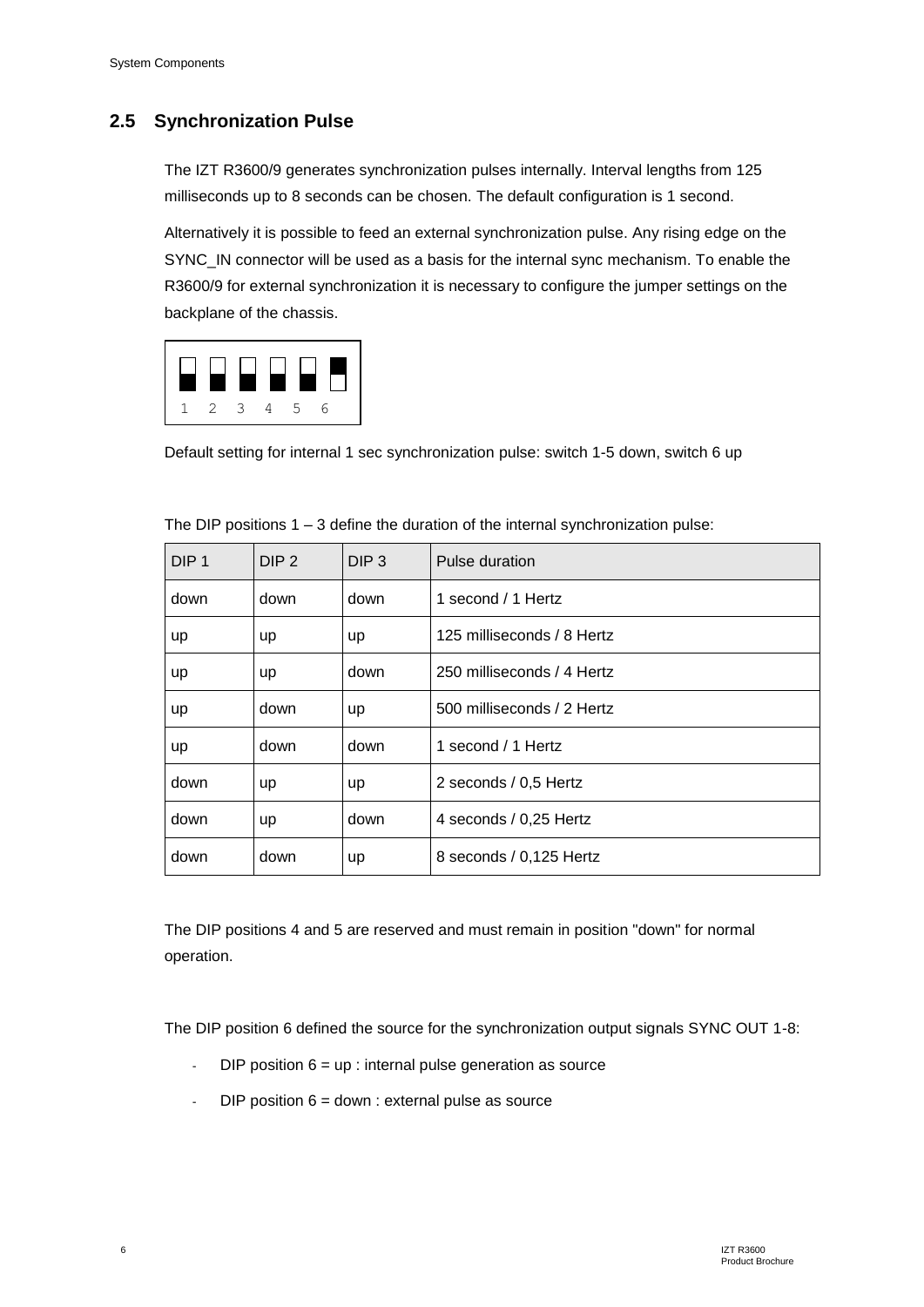## 2.5 Synchronization Pulse

The IZT R3600/9 generates synchronization pulses internally. Interval lengths from 125 milliseconds up to 8 seconds can be chosen. The default configuration is 1 second.

Alternatively it is possible to feed an external synchronization pulse. Any rising edge on the SYNC_IN connector will be used as a basis for the internal sync mechanism. To enable the R3600/9 for external synchronization it is necessary to configure the jumper settings on the backplane of the chassis.

1 2 3 4 5 6

Default setting for internal 1 sec synchronization pulse: switch 1-5 down, switch 6 up

The DIP positions 1 – 3 define the duration of the internal synchronization pulse:

| DIP 1 | DIP 2 | DIP 3 | Pulse duration |
|---|---|---|---|
| down | down | down | 1 second / 1 Hertz |
| up | up | up | 125 milliseconds / 8 Hertz |
| up | up | down | 250 milliseconds / 4 Hertz |
| up | down | up | 500 milliseconds / 2 Hertz |
| up | down | down | 1 second / 1 Hertz |
| down | up | up | 2 seconds / 0,5 Hertz |
| down | up | down | 4 seconds / 0,25 Hertz |
| down | down | up | 8 seconds / 0,125 Hertz |

The DIP positions 4 and 5 are reserved and must remain in position "down" for normal operation.

The DIP position 6 defined the source for the synchronization output signals SYNC OUT 1-8:

- DIP position 6 = up : internal pulse generation as source
- DIP position 6 = down : external pulse as source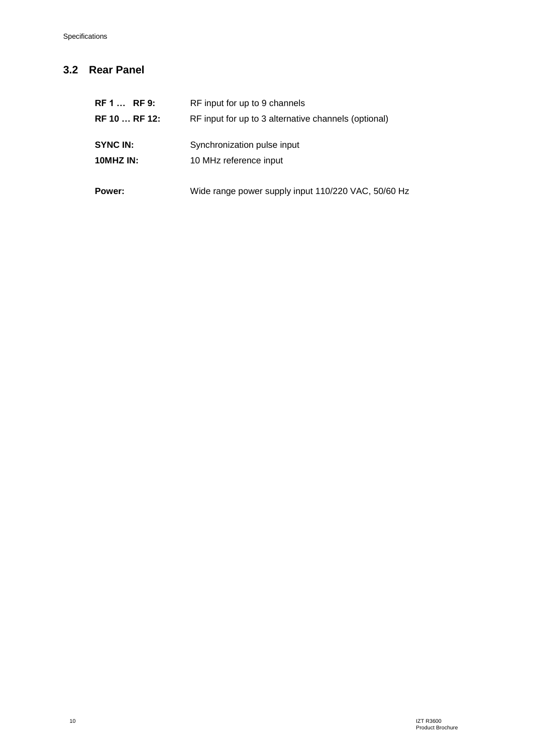## 3.2 Rear Panel

| | |
|---|---|
| **RF 1 … RF 9:** | RF input for up to 9 channels |
| **RF 10 … RF 12:** | RF input for up to 3 alternative channels (optional) |
| **SYNC IN:** | Synchronization pulse input |
| **10MHZ IN:** | 10 MHz reference input |
| **Power:** | Wide range power supply input 110/220 VAC, 50/60 Hz |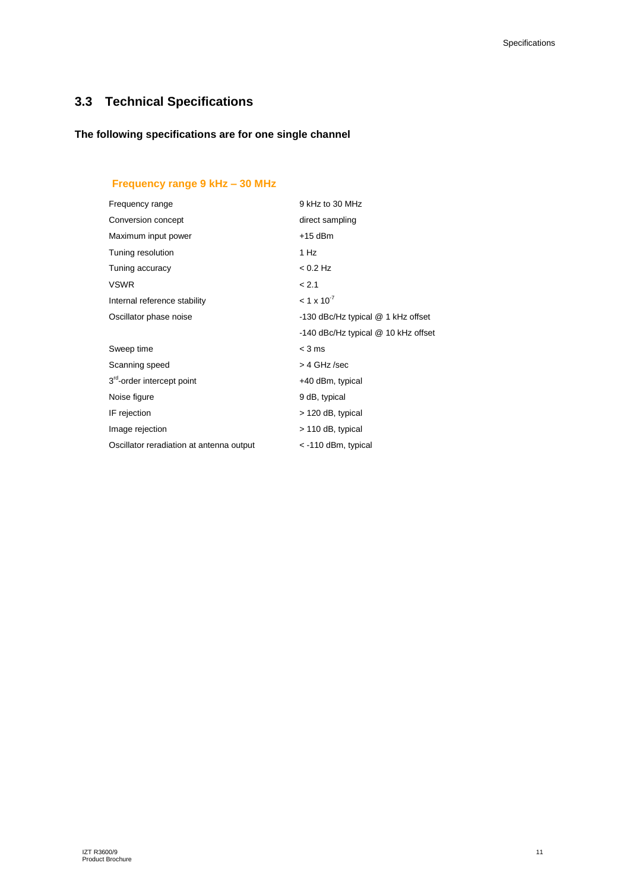## 3.3 Technical Specifications

**The following specifications are for one single channel**

### Frequency range 9 kHz – 30 MHz

| | |
|---|---|
| Frequency range | 9 kHz to 30 MHz |
| Conversion concept | direct sampling |
| Maximum input power | +15 dBm |
| Tuning resolution | 1 Hz |
| Tuning accuracy | < 0.2 Hz |
| VSWR | < 2.1 |
| Internal reference stability | $< 1 \times 10^{-7}$ |
| Oscillator phase noise | -130 dBc/Hz typical @ 1 kHz offset |
| | -140 dBc/Hz typical @ 10 kHz offset |
| Sweep time | < 3 ms |
| Scanning speed | > 4 GHz /sec |
| 3rd-order intercept point | +40 dBm, typical |
| Noise figure | 9 dB, typical |
| IF rejection | > 120 dB, typical |
| Image rejection | > 110 dB, typical |
| Oscillator reradiation at antenna output | < -110 dBm, typical |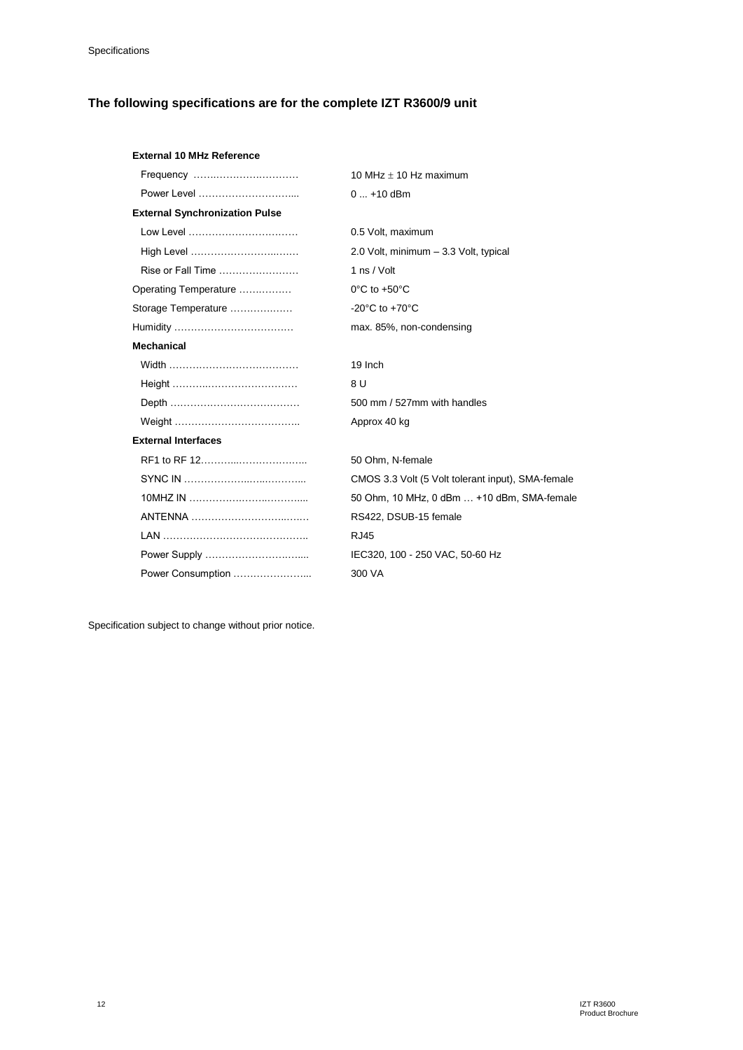## The following specifications are for the complete IZT R3600/9 unit

| | |
|---|---|
| **External 10 MHz Reference** | |
| Frequency | 10 MHz ± 10 Hz maximum |
| Power Level | 0 ... +10 dBm |
| **External Synchronization Pulse** | |
| Low Level | 0.5 Volt, maximum |
| High Level | 2.0 Volt, minimum – 3.3 Volt, typical |
| Rise or Fall Time | 1 ns / Volt |
| Operating Temperature | 0°C to +50°C |
| Storage Temperature | -20°C to +70°C |
| Humidity | max. 85%, non-condensing |
| **Mechanical** | |
| Width | 19 Inch |
| Height | 8 U |
| Depth | 500 mm / 527mm with handles |
| Weight | Approx 40 kg |
| **External Interfaces** | |
| RF1 to RF 12 | 50 Ohm, N-female |
| SYNC IN | CMOS 3.3 Volt (5 Volt tolerant input), SMA-female |
| 10MHZ IN | 50 Ohm, 10 MHz, 0 dBm … +10 dBm, SMA-female |
| ANTENNA | RS422, DSUB-15 female |
| LAN | RJ45 |
| Power Supply | IEC320, 100 - 250 VAC, 50-60 Hz |
| Power Consumption | 300 VA |

Specification subject to change without prior notice.